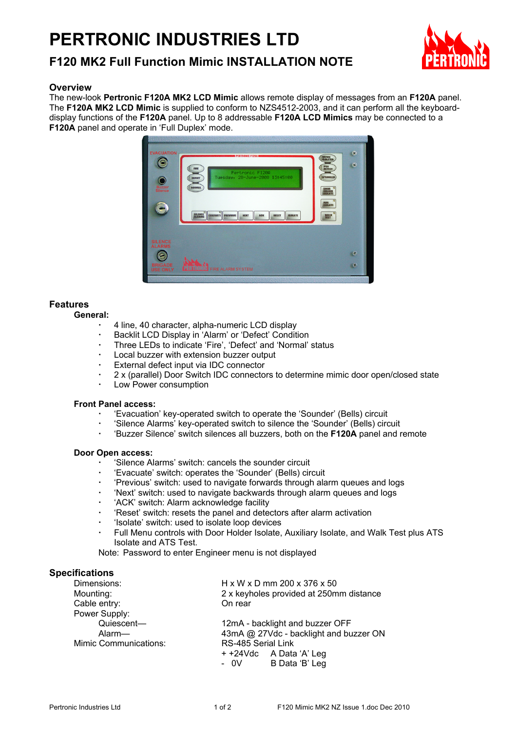# PERTRONIC INDUSTRIES LTD

## F120 MK2 Full Function Mimic INSTALLATION NOTE

### Overview

The new-look **Pertronic F120A MK2 LCD Mimic** allows remote display of messages from an **F120A** panel. The **F120A MK2 LCD Mimic** is supplied to conform to NZS4512-2003, and it can perform all the keyboard-display functions of the **F120A** panel. Up to 8 addressable **F120A LCD Mimics** may be connected to a **F120A** panel and operate in 'Full Duplex' mode.

### Features

**General:**

- 4 line, 40 character, alpha-numeric LCD display
- Backlit LCD Display in 'Alarm' or 'Defect' Condition
- Three LEDs to indicate 'Fire', 'Defect' and 'Normal' status
- Local buzzer with extension buzzer output
- External defect input via IDC connector
- 2 x (parallel) Door Switch IDC connectors to determine mimic door open/closed state
- Low Power consumption

**Front Panel access:**

- 'Evacuation' key-operated switch to operate the 'Sounder' (Bells) circuit
- 'Silence Alarms' key-operated switch to silence the 'Sounder' (Bells) circuit
- 'Buzzer Silence' switch silences all buzzers, both on the **F120A** panel and remote

**Door Open access:**

- 'Silence Alarms' switch: cancels the sounder circuit
- 'Evacuate' switch: operates the 'Sounder' (Bells) circuit
- 'Previous' switch: used to navigate forwards through alarm queues and logs
- 'Next' switch: used to navigate backwards through alarm queues and logs
- 'ACK' switch: Alarm acknowledge facility
- 'Reset' switch: resets the panel and detectors after alarm activation
- 'Isolate' switch: used to isolate loop devices
- Full Menu controls with Door Holder Isolate, Auxiliary Isolate, and Walk Test plus ATS Isolate and ATS Test.

Note: Password to enter Engineer menu is not displayed

### Specifications

| | |
|---|---|
| Dimensions: | H x W x D mm 200 x 376 x 50 |
| Mounting: | 2 x keyholes provided at 250mm distance |
| Cable entry: | On rear |
| Power Supply: | |
| Quiescent— | 12mA - backlight and buzzer OFF |
| Alarm— | 43mA @ 27Vdc - backlight and buzzer ON |
| Mimic Communications: | RS-485 Serial Link |
| | + +24Vdc &nbsp;&nbsp; A Data 'A' Leg |
| | - 0V &nbsp;&nbsp; B Data 'B' Leg |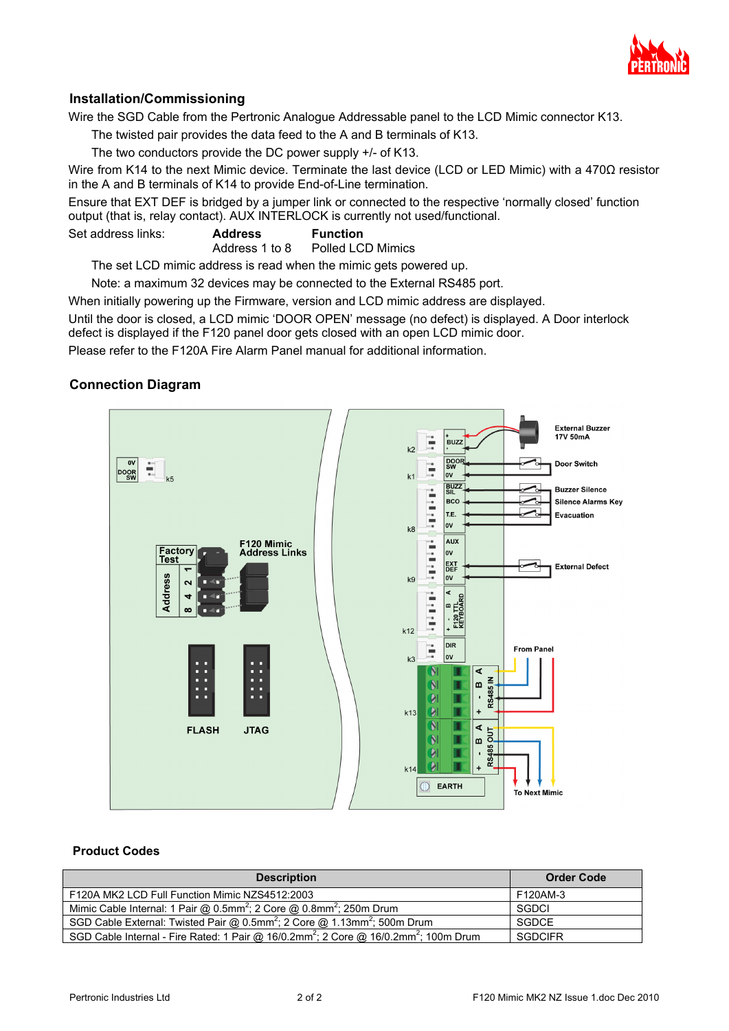## Installation/Commissioning

Wire the SGD Cable from the Pertronic Analogue Addressable panel to the LCD Mimic connector K13.

The twisted pair provides the data feed to the A and B terminals of K13.

The two conductors provide the DC power supply +/- of K13.

Wire from K14 to the next Mimic device. Terminate the last device (LCD or LED Mimic) with a 470Ω resistor in the A and B terminals of K14 to provide End-of-Line termination.

Ensure that EXT DEF is bridged by a jumper link or connected to the respective 'normally closed' function output (that is, relay contact). AUX INTERLOCK is currently not used/functional.

Set address links:

| | Address | Function |
|---|---|---|
| | Address 1 to 8 | Polled LCD Mimics |

The set LCD mimic address is read when the mimic gets powered up.

Note: a maximum 32 devices may be connected to the External RS485 port.

When initially powering up the Firmware, version and LCD mimic address are displayed.

Until the door is closed, a LCD mimic 'DOOR OPEN' message (no defect) is displayed. A Door interlock defect is displayed if the F120 panel door gets closed with an open LCD mimic door.

Please refer to the F120A Fire Alarm Panel manual for additional information.

## Connection Diagram

0V
DOOR SW
k5
Factory Test
Address
1
2
4
8
F120 Mimic Address Links
FLASH
JTAG
k2
BUZZ
k1
DOOR SW
0V
BUZZ SIL
BCO
T.E.
0V
k8
AUX
0V
EXT DEF
0V
k9
A
B
-
+
F120 TTL KEYBOARD
k12
DIR
0V
k3
A
B
-
+
RS485 IN
k13
A
B
-
+
RS485 OUT
k14
EARTH
External Buzzer 17V 50mA
Door Switch
Buzzer Silence
Silence Alarms Key
Evacuation
External Defect
From Panel
To Next Mimic

## Product Codes

| Description | Order Code |
|---|---|
| F120A MK2 LCD Full Function Mimic NZS4512:2003 | F120AM-3 |
| Mimic Cable Internal: 1 Pair @ 0.5mm$^2$; 2 Core @ 0.8mm$^2$; 250m Drum | SGDCI |
| SGD Cable External: Twisted Pair @ 0.5mm$^2$; 2 Core @ 1.13mm$^2$; 500m Drum | SGDCE |
| SGD Cable Internal - Fire Rated: 1 Pair @ 16/0.2mm$^2$; 2 Core @ 16/0.2mm$^2$; 100m Drum | SGDCIFR |